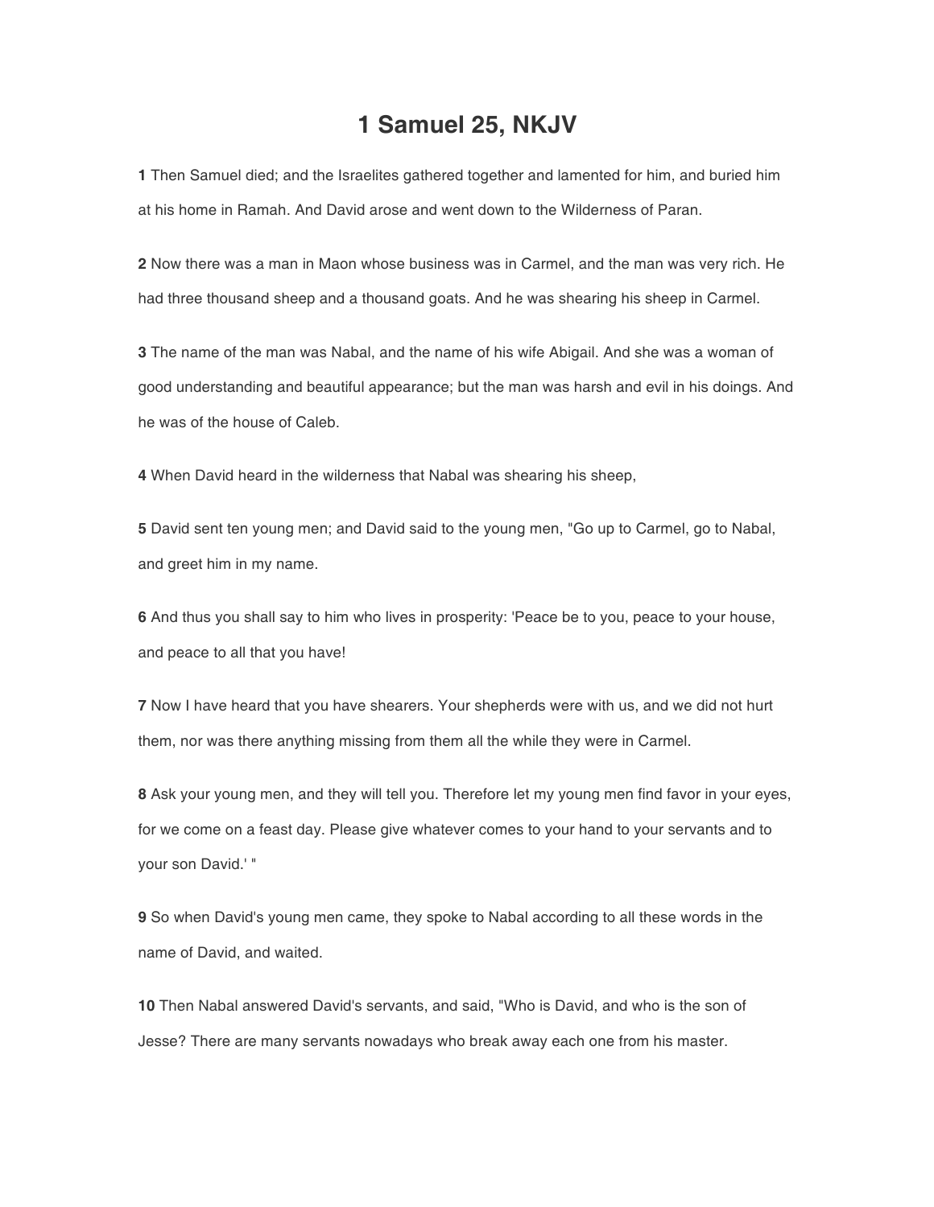# 1 Samuel 25, NKJV

**1** Then Samuel died; and the Israelites gathered together and lamented for him, and buried him at his home in Ramah. And David arose and went down to the Wilderness of Paran.

**2** Now there was a man in Maon whose business was in Carmel, and the man was very rich. He had three thousand sheep and a thousand goats. And he was shearing his sheep in Carmel.

**3** The name of the man was Nabal, and the name of his wife Abigail. And she was a woman of good understanding and beautiful appearance; but the man was harsh and evil in his doings. And he was of the house of Caleb.

**4** When David heard in the wilderness that Nabal was shearing his sheep,

**5** David sent ten young men; and David said to the young men, "Go up to Carmel, go to Nabal, and greet him in my name.

**6** And thus you shall say to him who lives in prosperity: 'Peace be to you, peace to your house, and peace to all that you have!

**7** Now I have heard that you have shearers. Your shepherds were with us, and we did not hurt them, nor was there anything missing from them all the while they were in Carmel.

**8** Ask your young men, and they will tell you. Therefore let my young men find favor in your eyes, for we come on a feast day. Please give whatever comes to your hand to your servants and to your son David.' "

**9** So when David's young men came, they spoke to Nabal according to all these words in the name of David, and waited.

**10** Then Nabal answered David's servants, and said, "Who is David, and who is the son of Jesse? There are many servants nowadays who break away each one from his master.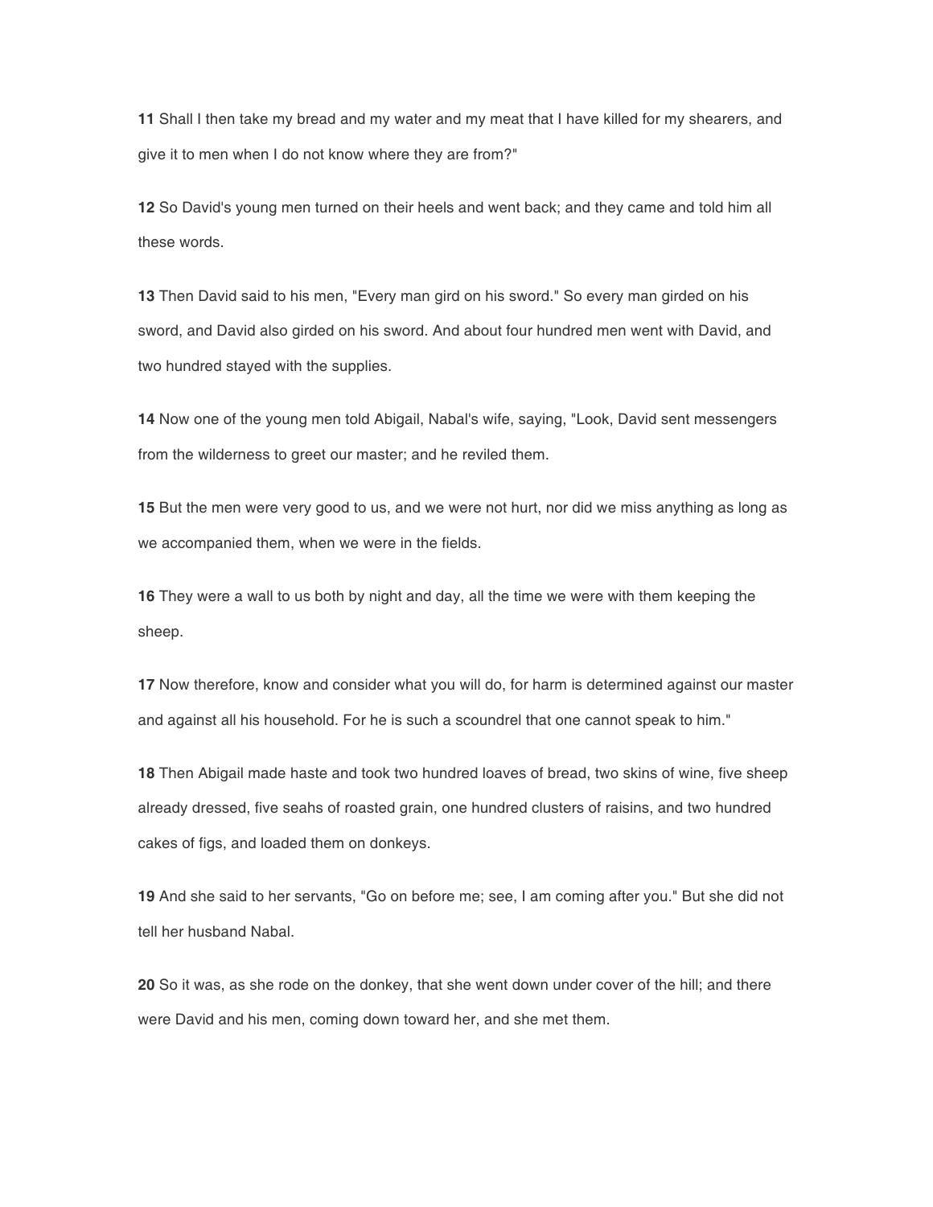**11** Shall I then take my bread and my water and my meat that I have killed for my shearers, and give it to men when I do not know where they are from?"

**12** So David's young men turned on their heels and went back; and they came and told him all these words.

**13** Then David said to his men, "Every man gird on his sword." So every man girded on his sword, and David also girded on his sword. And about four hundred men went with David, and two hundred stayed with the supplies.

**14** Now one of the young men told Abigail, Nabal's wife, saying, "Look, David sent messengers from the wilderness to greet our master; and he reviled them.

**15** But the men were very good to us, and we were not hurt, nor did we miss anything as long as we accompanied them, when we were in the fields.

**16** They were a wall to us both by night and day, all the time we were with them keeping the sheep.

**17** Now therefore, know and consider what you will do, for harm is determined against our master and against all his household. For he is such a scoundrel that one cannot speak to him."

**18** Then Abigail made haste and took two hundred loaves of bread, two skins of wine, five sheep already dressed, five seahs of roasted grain, one hundred clusters of raisins, and two hundred cakes of figs, and loaded them on donkeys.

**19** And she said to her servants, "Go on before me; see, I am coming after you." But she did not tell her husband Nabal.

**20** So it was, as she rode on the donkey, that she went down under cover of the hill; and there were David and his men, coming down toward her, and she met them.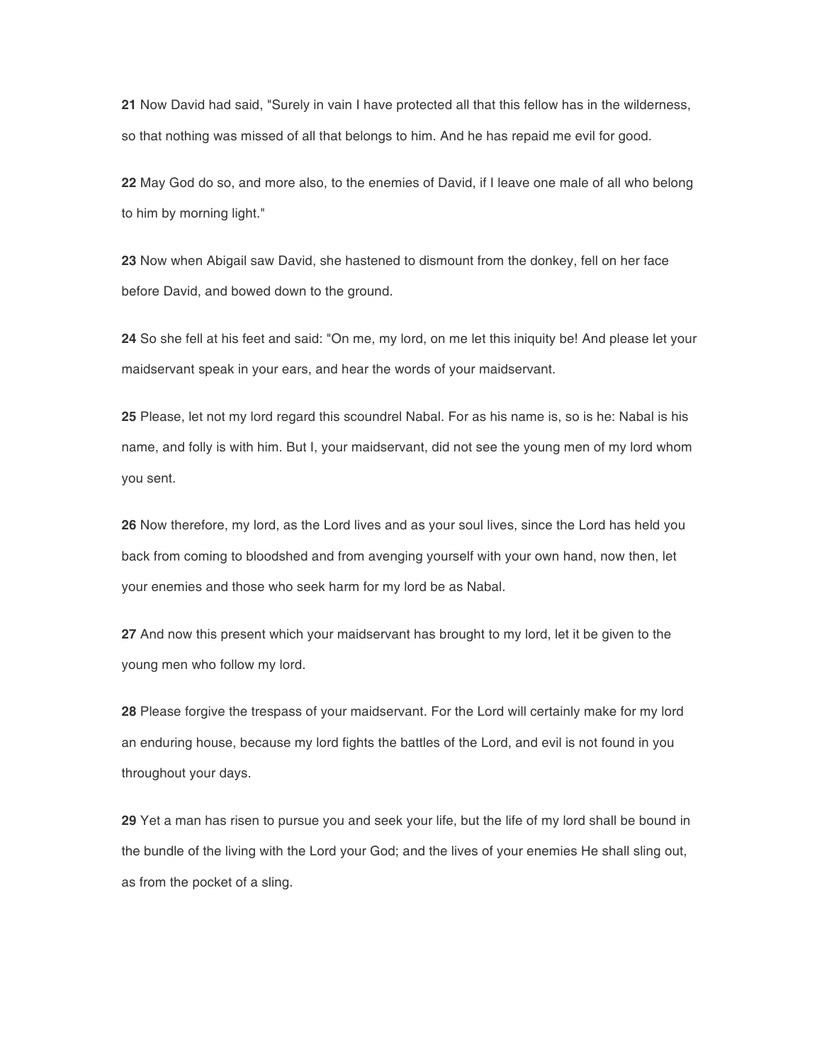**21** Now David had said, "Surely in vain I have protected all that this fellow has in the wilderness, so that nothing was missed of all that belongs to him. And he has repaid me evil for good.

**22** May God do so, and more also, to the enemies of David, if I leave one male of all who belong to him by morning light."

**23** Now when Abigail saw David, she hastened to dismount from the donkey, fell on her face before David, and bowed down to the ground.

**24** So she fell at his feet and said: "On me, my lord, on me let this iniquity be! And please let your maidservant speak in your ears, and hear the words of your maidservant.

**25** Please, let not my lord regard this scoundrel Nabal. For as his name is, so is he: Nabal is his name, and folly is with him. But I, your maidservant, did not see the young men of my lord whom you sent.

**26** Now therefore, my lord, as the Lord lives and as your soul lives, since the Lord has held you back from coming to bloodshed and from avenging yourself with your own hand, now then, let your enemies and those who seek harm for my lord be as Nabal.

**27** And now this present which your maidservant has brought to my lord, let it be given to the young men who follow my lord.

**28** Please forgive the trespass of your maidservant. For the Lord will certainly make for my lord an enduring house, because my lord fights the battles of the Lord, and evil is not found in you throughout your days.

**29** Yet a man has risen to pursue you and seek your life, but the life of my lord shall be bound in the bundle of the living with the Lord your God; and the lives of your enemies He shall sling out, as from the pocket of a sling.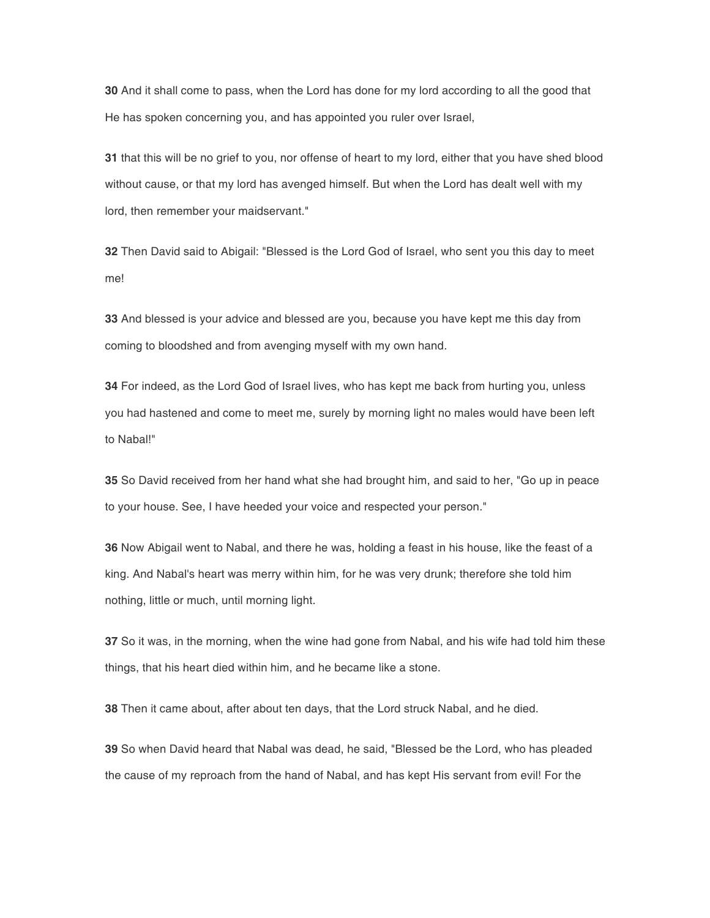**30** And it shall come to pass, when the Lord has done for my lord according to all the good that He has spoken concerning you, and has appointed you ruler over Israel,

**31** that this will be no grief to you, nor offense of heart to my lord, either that you have shed blood without cause, or that my lord has avenged himself. But when the Lord has dealt well with my lord, then remember your maidservant."

**32** Then David said to Abigail: "Blessed is the Lord God of Israel, who sent you this day to meet me!

**33** And blessed is your advice and blessed are you, because you have kept me this day from coming to bloodshed and from avenging myself with my own hand.

**34** For indeed, as the Lord God of Israel lives, who has kept me back from hurting you, unless you had hastened and come to meet me, surely by morning light no males would have been left to Nabal!"

**35** So David received from her hand what she had brought him, and said to her, "Go up in peace to your house. See, I have heeded your voice and respected your person."

**36** Now Abigail went to Nabal, and there he was, holding a feast in his house, like the feast of a king. And Nabal's heart was merry within him, for he was very drunk; therefore she told him nothing, little or much, until morning light.

**37** So it was, in the morning, when the wine had gone from Nabal, and his wife had told him these things, that his heart died within him, and he became like a stone.

**38** Then it came about, after about ten days, that the Lord struck Nabal, and he died.

**39** So when David heard that Nabal was dead, he said, "Blessed be the Lord, who has pleaded the cause of my reproach from the hand of Nabal, and has kept His servant from evil! For the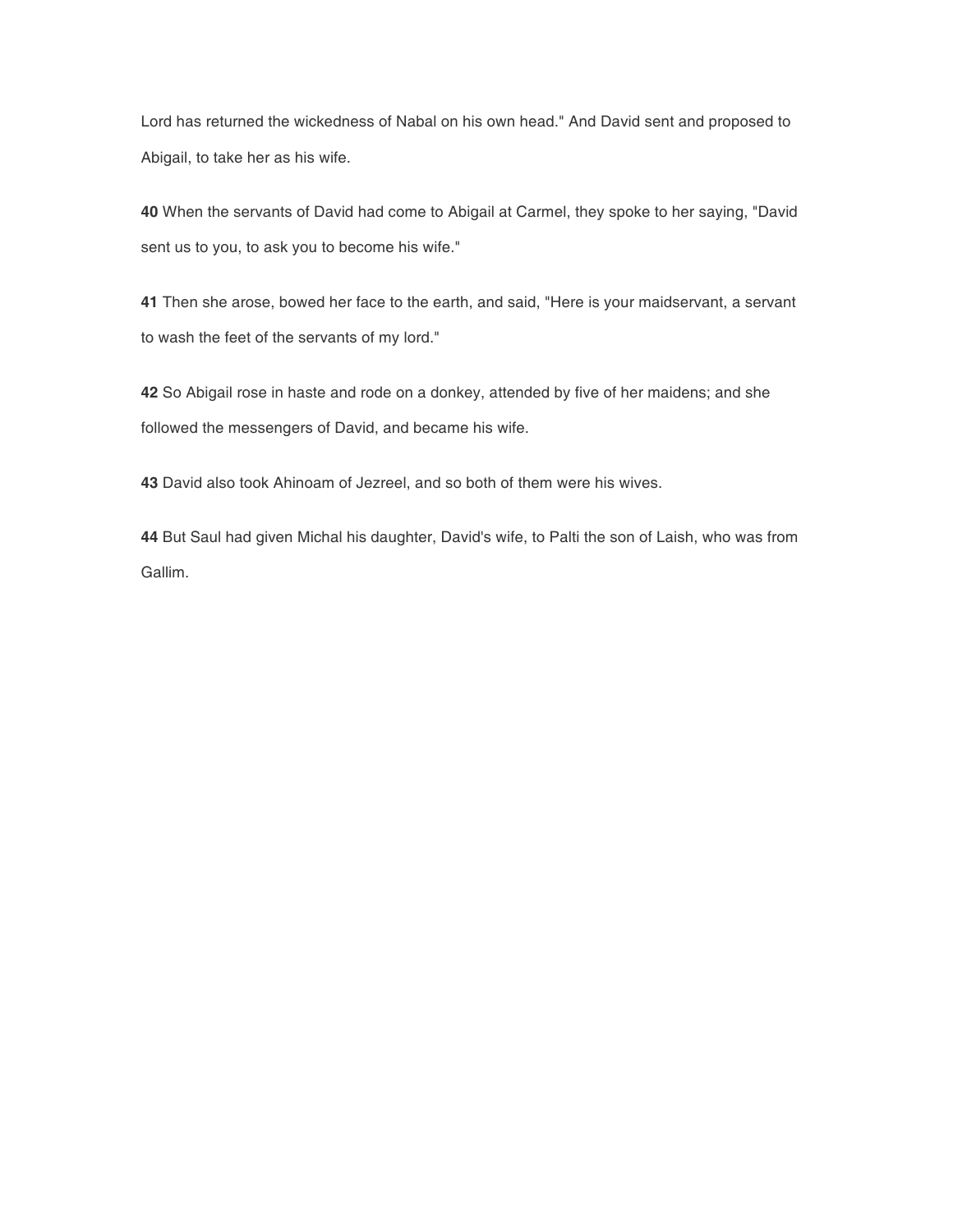Lord has returned the wickedness of Nabal on his own head." And David sent and proposed to Abigail, to take her as his wife.

**40** When the servants of David had come to Abigail at Carmel, they spoke to her saying, "David sent us to you, to ask you to become his wife."

**41** Then she arose, bowed her face to the earth, and said, "Here is your maidservant, a servant to wash the feet of the servants of my lord."

**42** So Abigail rose in haste and rode on a donkey, attended by five of her maidens; and she followed the messengers of David, and became his wife.

**43** David also took Ahinoam of Jezreel, and so both of them were his wives.

**44** But Saul had given Michal his daughter, David's wife, to Palti the son of Laish, who was from Gallim.